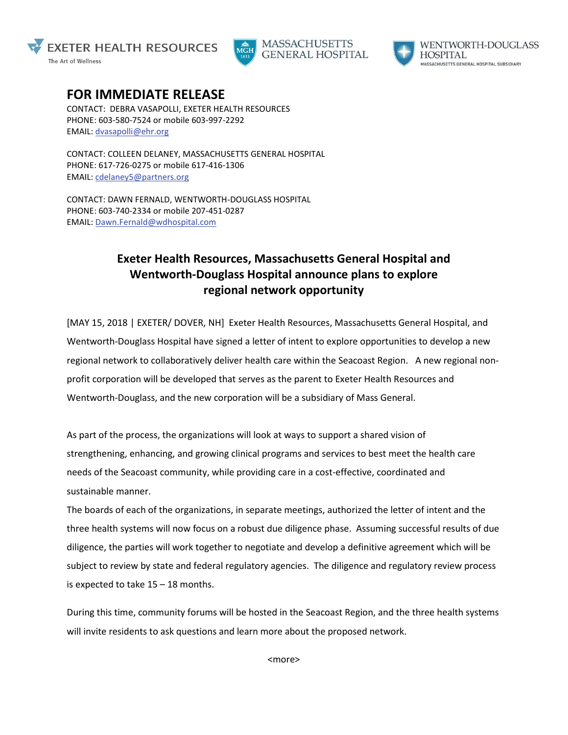EXETER HEALTH RESOURCES
The Art of Wellness

MASSACHUSETTS GENERAL HOSPITAL

WENTWORTH-DOUGLASS HOSPITAL
MASSACHUSETTS GENERAL HOSPITAL SUBSIDIARY

# FOR IMMEDIATE RELEASE

CONTACT: DEBRA VASAPOLLI, EXETER HEALTH RESOURCES
PHONE: 603-580-7524 or mobile 603-997-2292
EMAIL: dvasapolli@ehr.org

CONTACT: COLLEEN DELANEY, MASSACHUSETTS GENERAL HOSPITAL
PHONE: 617-726-0275 or mobile 617-416-1306
EMAIL: cdelaney5@partners.org

CONTACT: DAWN FERNALD, WENTWORTH-DOUGLASS HOSPITAL
PHONE: 603-740-2334 or mobile 207-451-0287
EMAIL: Dawn.Fernald@wdhospital.com

## Exeter Health Resources, Massachusetts General Hospital and Wentworth-Douglass Hospital announce plans to explore regional network opportunity

[MAY 15, 2018 | EXETER/ DOVER, NH] Exeter Health Resources, Massachusetts General Hospital, and Wentworth-Douglass Hospital have signed a letter of intent to explore opportunities to develop a new regional network to collaboratively deliver health care within the Seacoast Region. A new regional non-profit corporation will be developed that serves as the parent to Exeter Health Resources and Wentworth-Douglass, and the new corporation will be a subsidiary of Mass General.

As part of the process, the organizations will look at ways to support a shared vision of strengthening, enhancing, and growing clinical programs and services to best meet the health care needs of the Seacoast community, while providing care in a cost-effective, coordinated and sustainable manner.

The boards of each of the organizations, in separate meetings, authorized the letter of intent and the three health systems will now focus on a robust due diligence phase. Assuming successful results of due diligence, the parties will work together to negotiate and develop a definitive agreement which will be subject to review by state and federal regulatory agencies. The diligence and regulatory review process is expected to take 15 – 18 months.

During this time, community forums will be hosted in the Seacoast Region, and the three health systems will invite residents to ask questions and learn more about the proposed network.

<more>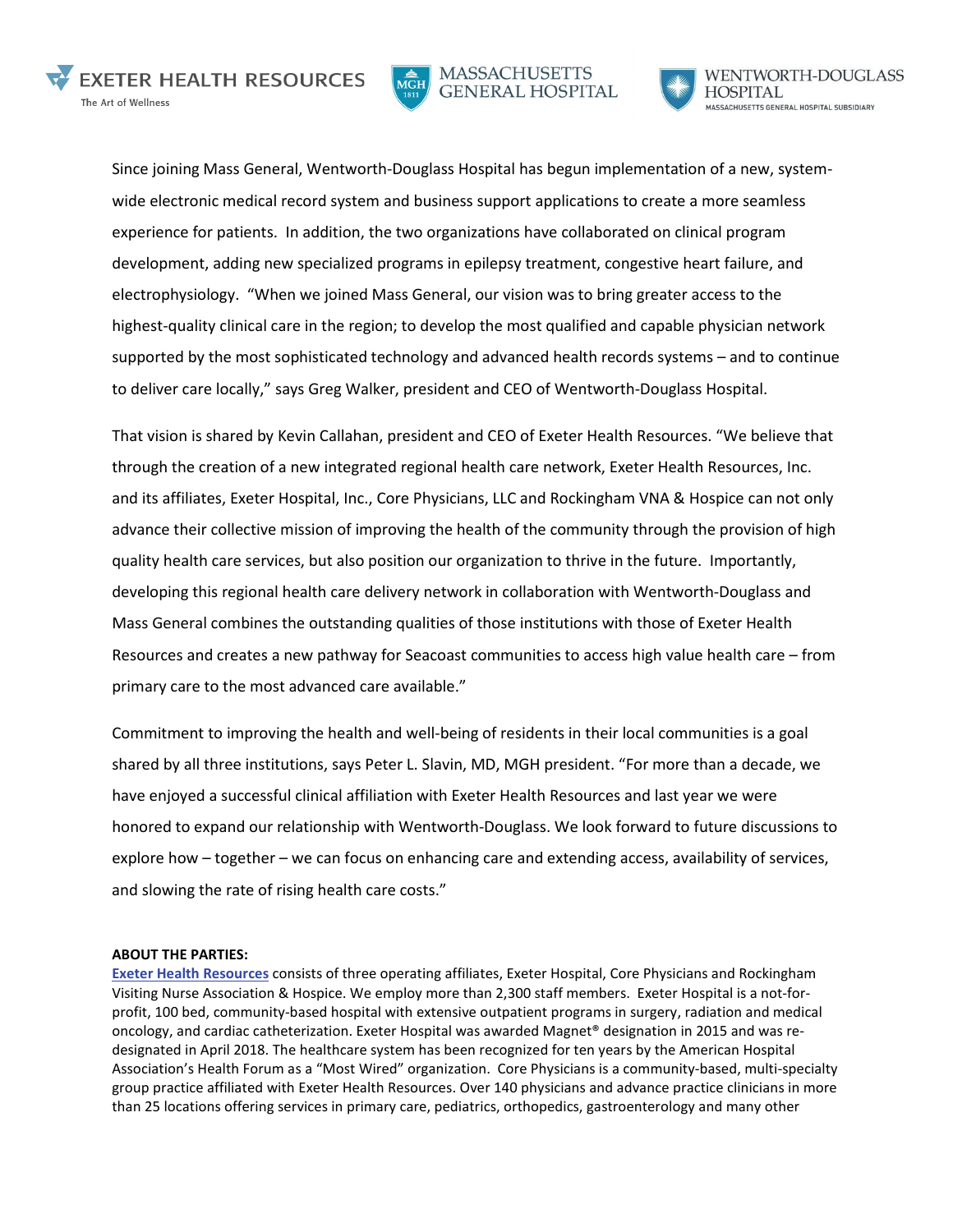Since joining Mass General, Wentworth-Douglass Hospital has begun implementation of a new, system-wide electronic medical record system and business support applications to create a more seamless experience for patients. In addition, the two organizations have collaborated on clinical program development, adding new specialized programs in epilepsy treatment, congestive heart failure, and electrophysiology. "When we joined Mass General, our vision was to bring greater access to the highest-quality clinical care in the region; to develop the most qualified and capable physician network supported by the most sophisticated technology and advanced health records systems – and to continue to deliver care locally," says Greg Walker, president and CEO of Wentworth-Douglass Hospital.

That vision is shared by Kevin Callahan, president and CEO of Exeter Health Resources. "We believe that through the creation of a new integrated regional health care network, Exeter Health Resources, Inc. and its affiliates, Exeter Hospital, Inc., Core Physicians, LLC and Rockingham VNA & Hospice can not only advance their collective mission of improving the health of the community through the provision of high quality health care services, but also position our organization to thrive in the future. Importantly, developing this regional health care delivery network in collaboration with Wentworth-Douglass and Mass General combines the outstanding qualities of those institutions with those of Exeter Health Resources and creates a new pathway for Seacoast communities to access high value health care – from primary care to the most advanced care available."

Commitment to improving the health and well-being of residents in their local communities is a goal shared by all three institutions, says Peter L. Slavin, MD, MGH president. "For more than a decade, we have enjoyed a successful clinical affiliation with Exeter Health Resources and last year we were honored to expand our relationship with Wentworth-Douglass. We look forward to future discussions to explore how – together – we can focus on enhancing care and extending access, availability of services, and slowing the rate of rising health care costs."

**ABOUT THE PARTIES:**

**Exeter Health Resources** consists of three operating affiliates, Exeter Hospital, Core Physicians and Rockingham Visiting Nurse Association & Hospice. We employ more than 2,300 staff members. Exeter Hospital is a not-for-profit, 100 bed, community-based hospital with extensive outpatient programs in surgery, radiation and medical oncology, and cardiac catheterization. Exeter Hospital was awarded Magnet® designation in 2015 and was re-designated in April 2018. The healthcare system has been recognized for ten years by the American Hospital Association's Health Forum as a "Most Wired" organization. Core Physicians is a community-based, multi-specialty group practice affiliated with Exeter Health Resources. Over 140 physicians and advance practice clinicians in more than 25 locations offering services in primary care, pediatrics, orthopedics, gastroenterology and many other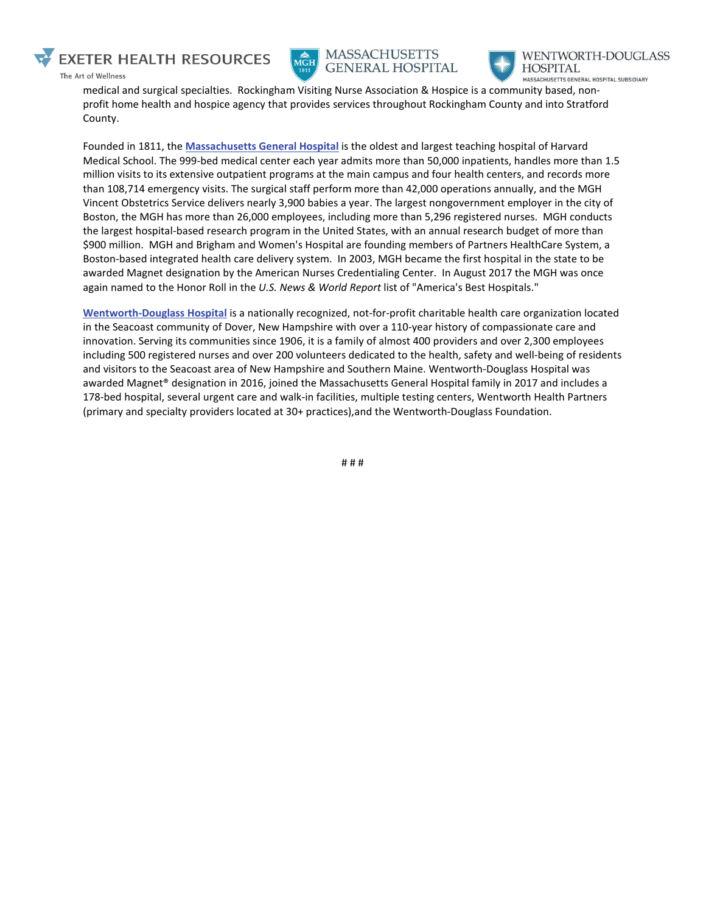medical and surgical specialties. Rockingham Visiting Nurse Association & Hospice is a community based, non-profit home health and hospice agency that provides services throughout Rockingham County and into Stratford County.

Founded in 1811, the **Massachusetts General Hospital** is the oldest and largest teaching hospital of Harvard Medical School. The 999-bed medical center each year admits more than 50,000 inpatients, handles more than 1.5 million visits to its extensive outpatient programs at the main campus and four health centers, and records more than 108,714 emergency visits. The surgical staff perform more than 42,000 operations annually, and the MGH Vincent Obstetrics Service delivers nearly 3,900 babies a year. The largest nongovernment employer in the city of Boston, the MGH has more than 26,000 employees, including more than 5,296 registered nurses. MGH conducts the largest hospital-based research program in the United States, with an annual research budget of more than $900 million. MGH and Brigham and Women's Hospital are founding members of Partners HealthCare System, a Boston-based integrated health care delivery system. In 2003, MGH became the first hospital in the state to be awarded Magnet designation by the American Nurses Credentialing Center. In August 2017 the MGH was once again named to the Honor Roll in the *U.S. News & World Report* list of "America's Best Hospitals."

**Wentworth-Douglass Hospital** is a nationally recognized, not-for-profit charitable health care organization located in the Seacoast community of Dover, New Hampshire with over a 110-year history of compassionate care and innovation. Serving its communities since 1906, it is a family of almost 400 providers and over 2,300 employees including 500 registered nurses and over 200 volunteers dedicated to the health, safety and well-being of residents and visitors to the Seacoast area of New Hampshire and Southern Maine. Wentworth-Douglass Hospital was awarded Magnet® designation in 2016, joined the Massachusetts General Hospital family in 2017 and includes a 178-bed hospital, several urgent care and walk-in facilities, multiple testing centers, Wentworth Health Partners (primary and specialty providers located at 30+ practices),and the Wentworth-Douglass Foundation.

# # #